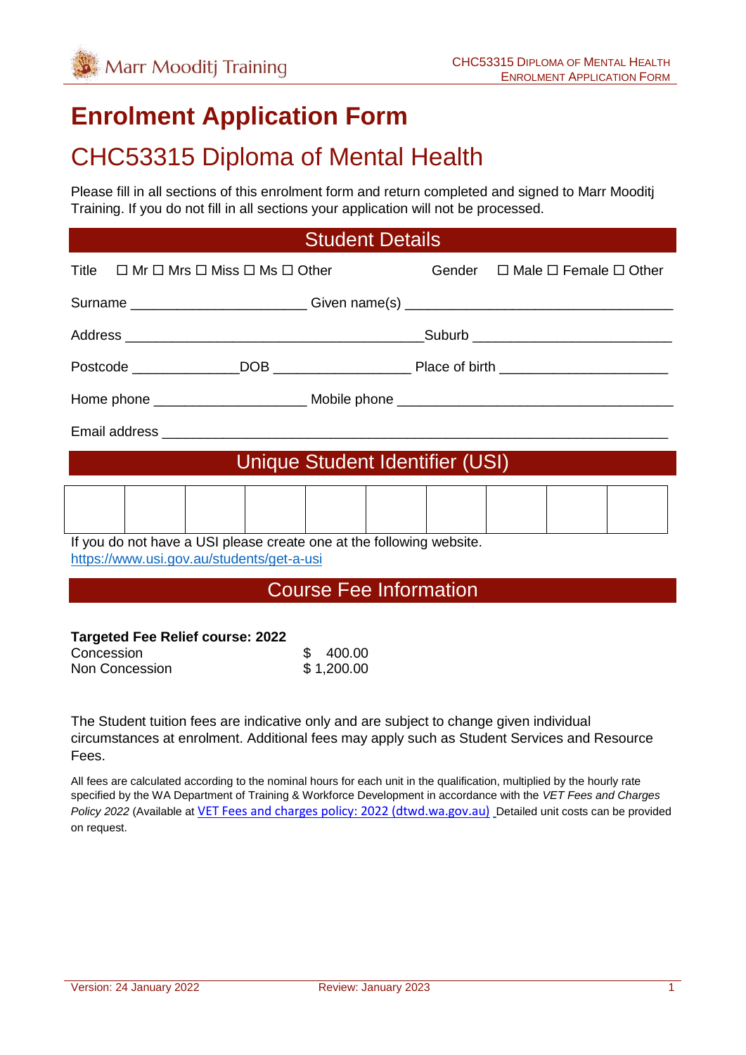# Enrolment Application Form

## CHC53315 Diploma of Mental Health

Please fill in all sections of this enrolment form and return completed and signed to Marr Mooditj Training. If you do not fill in all sections your application will not be processed.

## Student Details

Title ☐ Mr ☐ Mrs ☐ Miss ☐ Ms ☐ Other Gender ☐ Male ☐ Female ☐ Other

Surname ______________________ Given name(s) __________________________________

Address ______________________________________Suburb _________________________

Postcode _____________DOB _________________ Place of birth _____________________

Home phone ___________________ Mobile phone __________________________________

Email address _________________________________________________________________

## Unique Student Identifier (USI)

| | | | | | | | | | |
|---|---|---|---|---|---|---|---|---|---|
| | | | | | | | | | |

If you do not have a USI please create one at the following website.
https://www.usi.gov.au/students/get-a-usi

## Course Fee Information

**Targeted Fee Relief course: 2022**

| | |
|---|---|
| Concession | $ 400.00 |
| Non Concession | $ 1,200.00 |

The Student tuition fees are indicative only and are subject to change given individual circumstances at enrolment. Additional fees may apply such as Student Services and Resource Fees.

All fees are calculated according to the nominal hours for each unit in the qualification, multiplied by the hourly rate specified by the WA Department of Training & Workforce Development in accordance with the *VET Fees and Charges Policy 2022* (Available at VET Fees and charges policy: 2022 (dtwd.wa.gov.au) Detailed unit costs can be provided on request.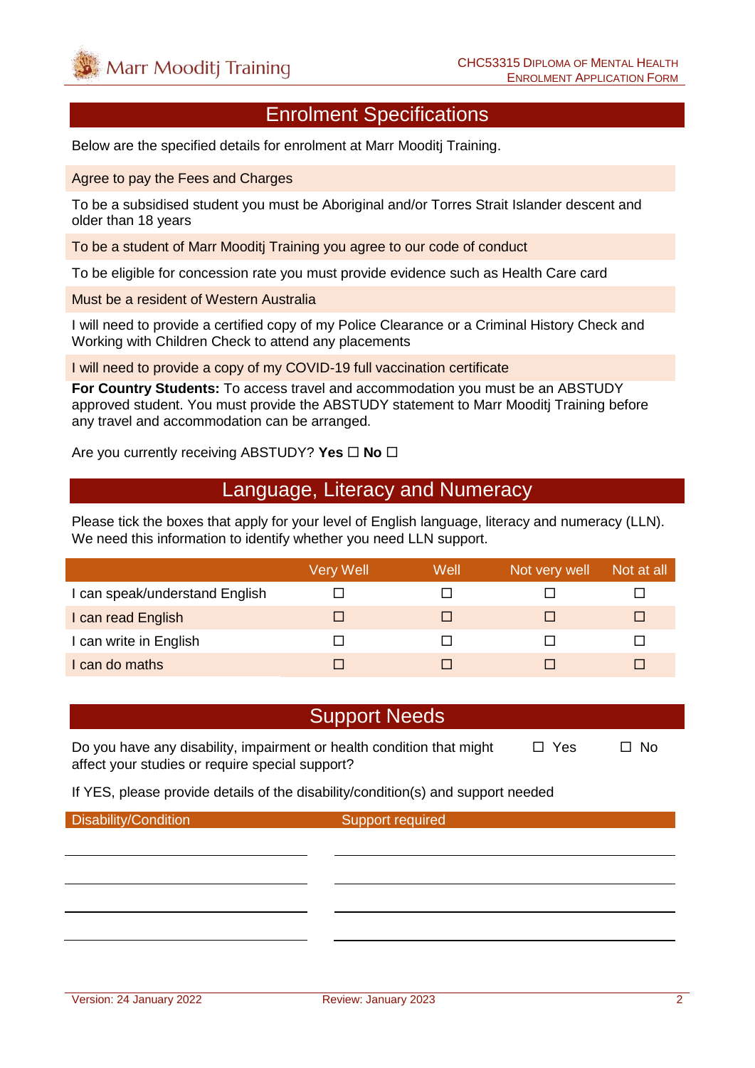## Enrolment Specifications

Below are the specified details for enrolment at Marr Mooditj Training.

Agree to pay the Fees and Charges

To be a subsidised student you must be Aboriginal and/or Torres Strait Islander descent and older than 18 years

To be a student of Marr Mooditj Training you agree to our code of conduct

To be eligible for concession rate you must provide evidence such as Health Care card

Must be a resident of Western Australia

I will need to provide a certified copy of my Police Clearance or a Criminal History Check and Working with Children Check to attend any placements

I will need to provide a copy of my COVID-19 full vaccination certificate

**For Country Students:** To access travel and accommodation you must be an ABSTUDY approved student. You must provide the ABSTUDY statement to Marr Mooditj Training before any travel and accommodation can be arranged.

Are you currently receiving ABSTUDY? **Yes** ☐ **No** ☐

## Language, Literacy and Numeracy

Please tick the boxes that apply for your level of English language, literacy and numeracy (LLN). We need this information to identify whether you need LLN support.

| | Very Well | Well | Not very well | Not at all |
|---|---|---|---|---|
| I can speak/understand English | ☐ | ☐ | ☐ | ☐ |
| I can read English | ☐ | ☐ | ☐ | ☐ |
| I can write in English | ☐ | ☐ | ☐ | ☐ |
| I can do maths | ☐ | ☐ | ☐ | ☐ |

## Support Needs

Do you have any disability, impairment or health condition that might affect your studies or require special support? ☐ Yes ☐ No

If YES, please provide details of the disability/condition(s) and support needed

| Disability/Condition | Support required |
|---|---|
| | |
| | |
| | |
| | |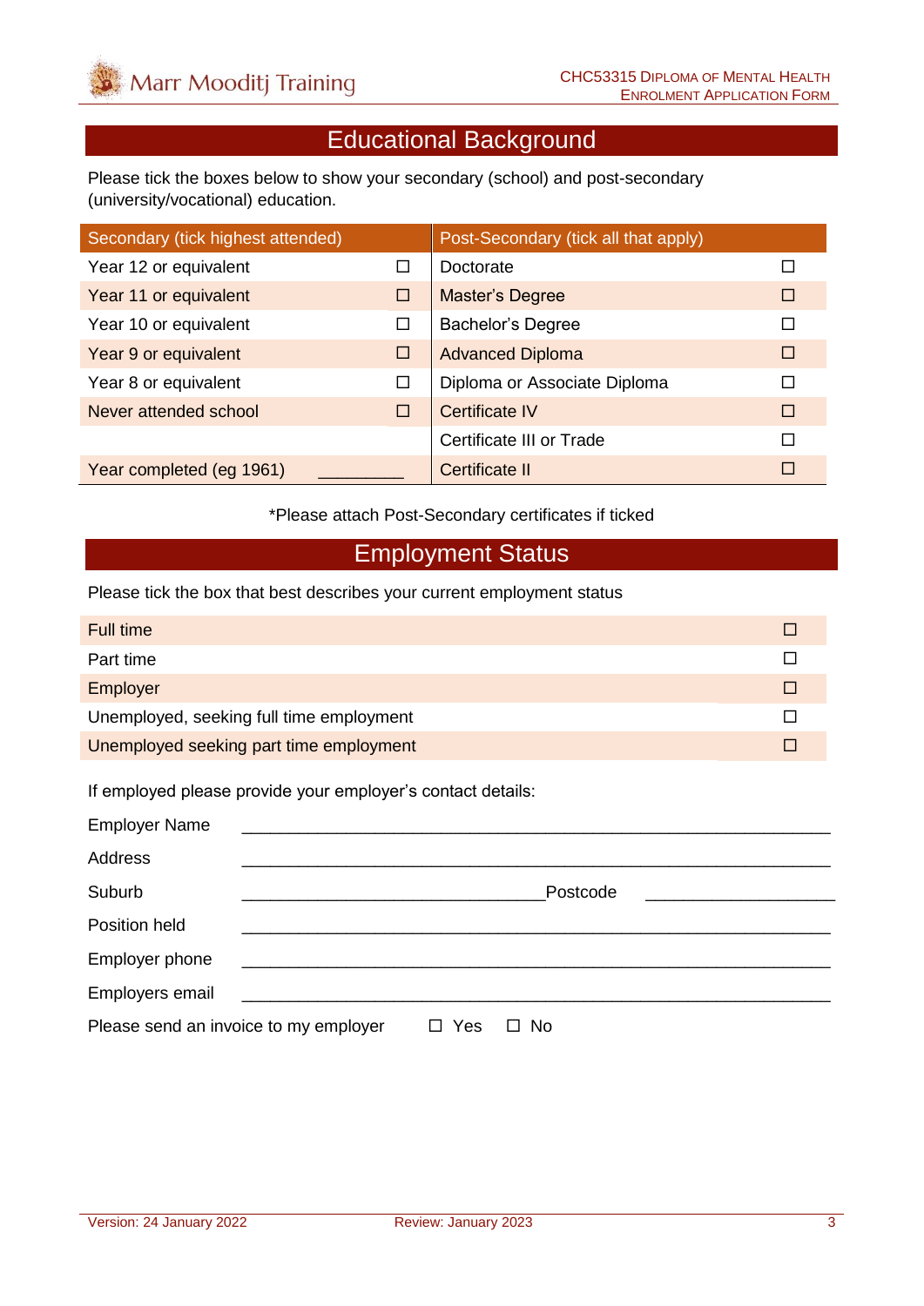## Educational Background

Please tick the boxes below to show your secondary (school) and post-secondary (university/vocational) education.

| Secondary (tick highest attended) | | Post-Secondary (tick all that apply) | |
|---|---|---|---|
| Year 12 or equivalent | ☐ | Doctorate | ☐ |
| Year 11 or equivalent | ☐ | Master's Degree | ☐ |
| Year 10 or equivalent | ☐ | Bachelor's Degree | ☐ |
| Year 9 or equivalent | ☐ | Advanced Diploma | ☐ |
| Year 8 or equivalent | ☐ | Diploma or Associate Diploma | ☐ |
| Never attended school | ☐ | Certificate IV | ☐ |
| | | Certificate III or Trade | ☐ |
| Year completed (eg 1961) | _________ | Certificate II | ☐ |

*Please attach Post-Secondary certificates if ticked

## Employment Status

Please tick the box that best describes your current employment status

| | |
|---|---|
| Full time | ☐ |
| Part time | ☐ |
| Employer | ☐ |
| Unemployed, seeking full time employment | ☐ |
| Unemployed seeking part time employment | ☐ |

If employed please provide your employer's contact details:

Employer Name ______________________________________________________________

Address ______________________________________________________________

Suburb _______________________________ Postcode ____________________

Position held ______________________________________________________________

Employer phone ______________________________________________________________

Employers email ______________________________________________________________

Please send an invoice to my employer ☐ Yes ☐ No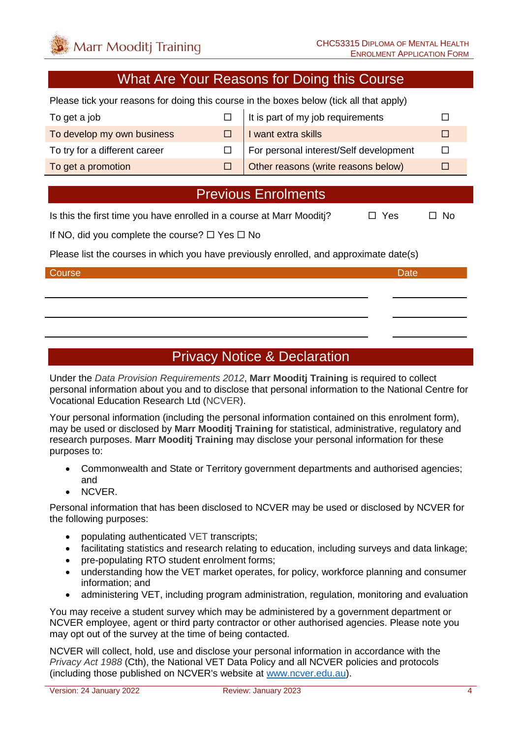## What Are Your Reasons for Doing this Course

Please tick your reasons for doing this course in the boxes below (tick all that apply)

| | | | |
|---|---|---|---|
| To get a job | ☐ | It is part of my job requirements | ☐ |
| To develop my own business | ☐ | I want extra skills | ☐ |
| To try for a different career | ☐ | For personal interest/Self development | ☐ |
| To get a promotion | ☐ | Other reasons (write reasons below) | ☐ |

## Previous Enrolments

Is this the first time you have enrolled in a course at Marr Mooditj? ☐ Yes ☐ No

If NO, did you complete the course? ☐ Yes ☐ No

Please list the courses in which you have previously enrolled, and approximate date(s)

| Course | Date |
|---|---|
| | |
| | |
| | |

## Privacy Notice & Declaration

Under the *Data Provision Requirements 2012*, **Marr Mooditj Training** is required to collect personal information about you and to disclose that personal information to the National Centre for Vocational Education Research Ltd (NCVER).

Your personal information (including the personal information contained on this enrolment form), may be used or disclosed by **Marr Mooditj Training** for statistical, administrative, regulatory and research purposes. **Marr Mooditj Training** may disclose your personal information for these purposes to:

- Commonwealth and State or Territory government departments and authorised agencies; and
- NCVER.

Personal information that has been disclosed to NCVER may be used or disclosed by NCVER for the following purposes:

- populating authenticated VET transcripts;
- facilitating statistics and research relating to education, including surveys and data linkage;
- pre-populating RTO student enrolment forms;
- understanding how the VET market operates, for policy, workforce planning and consumer information; and
- administering VET, including program administration, regulation, monitoring and evaluation

You may receive a student survey which may be administered by a government department or NCVER employee, agent or third party contractor or other authorised agencies. Please note you may opt out of the survey at the time of being contacted.

NCVER will collect, hold, use and disclose your personal information in accordance with the *Privacy Act 1988* (Cth), the National VET Data Policy and all NCVER policies and protocols (including those published on NCVER's website at [www.ncver.edu.au](http://www.ncver.edu.au)).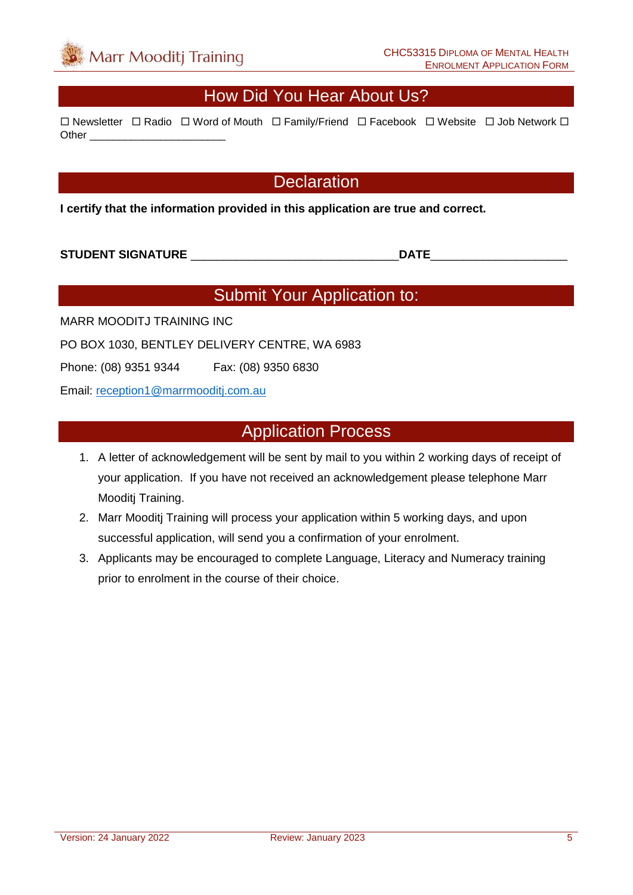## How Did You Hear About Us?

☐ Newsletter ☐ Radio ☐ Word of Mouth ☐ Family/Friend ☐ Facebook ☐ Website ☐ Job Network ☐ Other ______________________

## Declaration

**I certify that the information provided in this application are true and correct.**

**STUDENT SIGNATURE** _______________________________ **DATE** ____________________

## Submit Your Application to:

MARR MOODITJ TRAINING INC

PO BOX 1030, BENTLEY DELIVERY CENTRE, WA 6983

Phone: (08) 9351 9344 Fax: (08) 9350 6830

Email: reception1@marrmooditj.com.au

## Application Process

1. A letter of acknowledgement will be sent by mail to you within 2 working days of receipt of your application. If you have not received an acknowledgement please telephone Marr Mooditj Training.
2. Marr Mooditj Training will process your application within 5 working days, and upon successful application, will send you a confirmation of your enrolment.
3. Applicants may be encouraged to complete Language, Literacy and Numeracy training prior to enrolment in the course of their choice.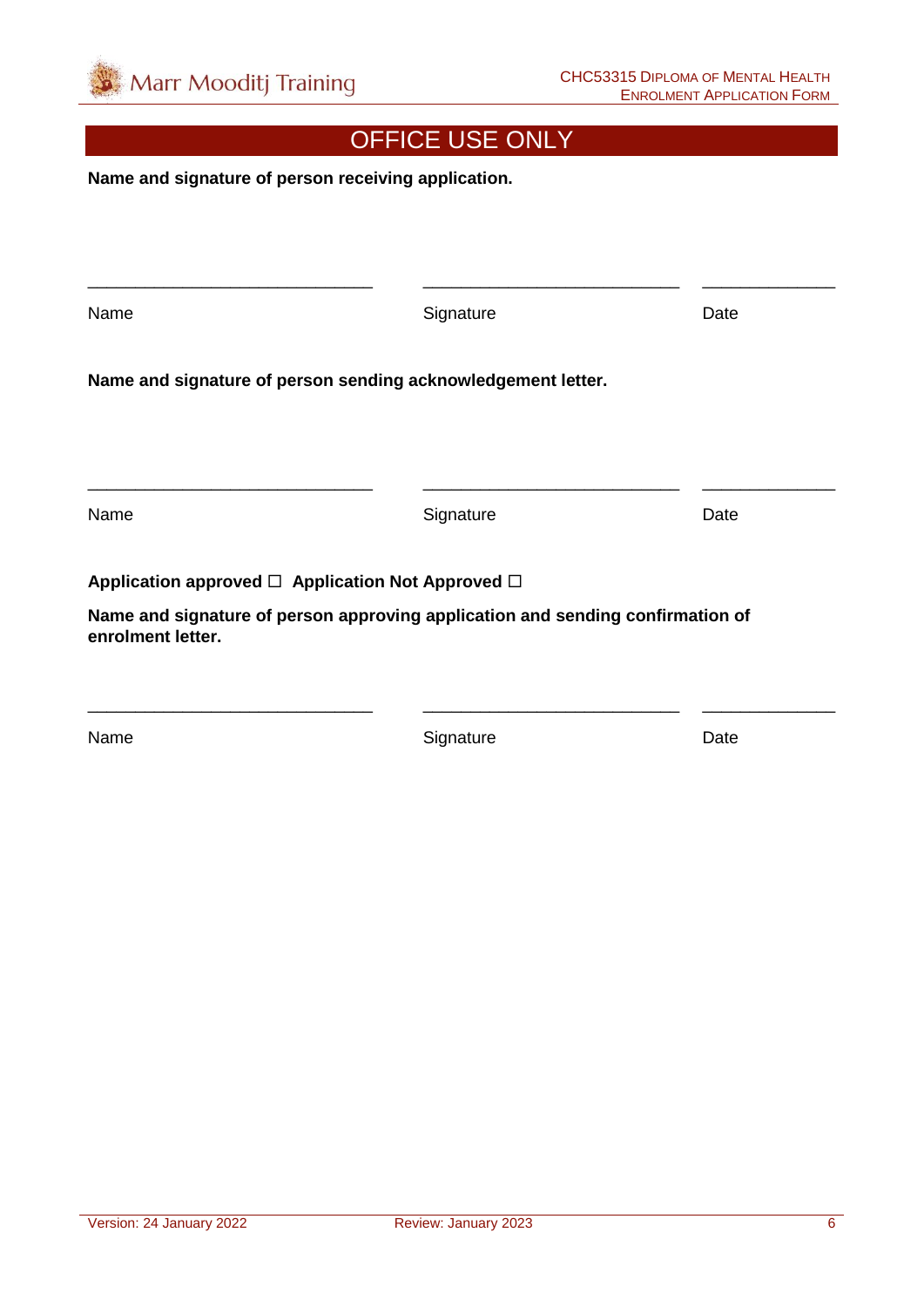## OFFICE USE ONLY

**Name and signature of person receiving application.**

| | | |
|---|---|---|
| ______________________________ | ___________________________ | _____________ |
| Name | Signature | Date |

**Name and signature of person sending acknowledgement letter.**

| | | |
|---|---|---|
| ______________________________ | ___________________________ | _____________ |
| Name | Signature | Date |

**Application approved ☐ Application Not Approved ☐**

**Name and signature of person approving application and sending confirmation of enrolment letter.**

| | | |
|---|---|---|
| ______________________________ | ___________________________ | _____________ |
| Name | Signature | Date |